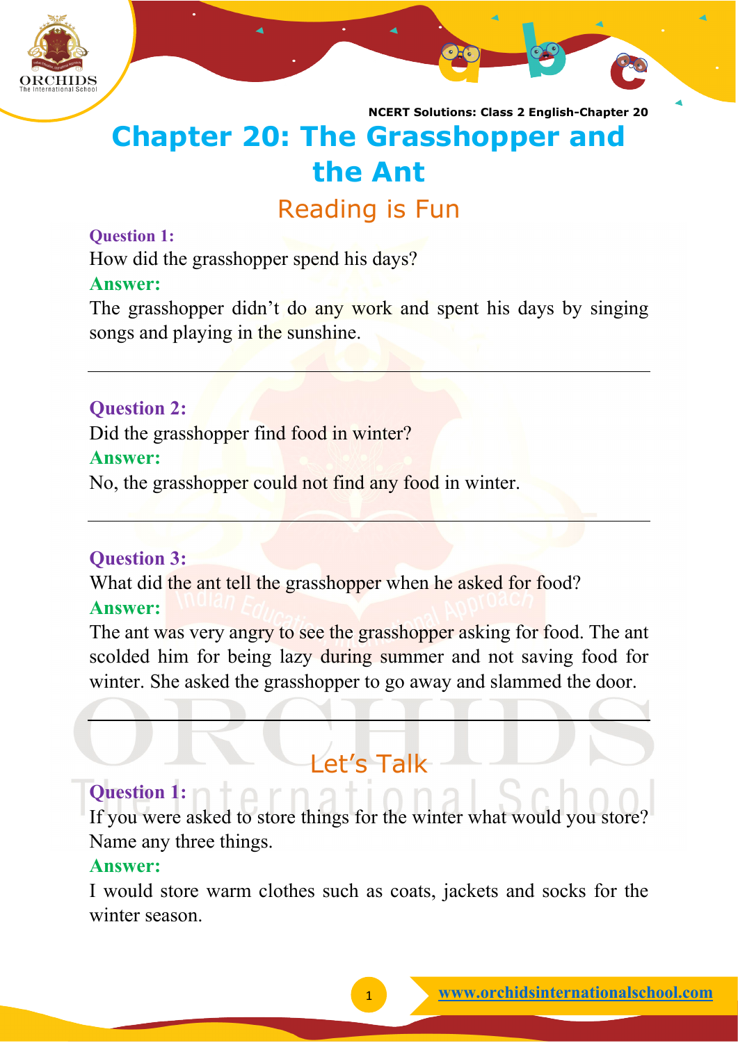# Chapter 20: The Grasshopper and the Ant

## Reading is Fun

**Question 1:**
How did the grasshopper spend his days?

**Answer:**
The grasshopper didn't do any work and spent his days by singing songs and playing in the sunshine.

---

**Question 2:**
Did the grasshopper find food in winter?

**Answer:**
No, the grasshopper could not find any food in winter.

---

**Question 3:**
What did the ant tell the grasshopper when he asked for food?

**Answer:**
The ant was very angry to see the grasshopper asking for food. The ant scolded him for being lazy during summer and not saving food for winter. She asked the grasshopper to go away and slammed the door.

---

## Let's Talk

**Question 1:**
If you were asked to store things for the winter what would you store? Name any three things.

**Answer:**
I would store warm clothes such as coats, jackets and socks for the winter season.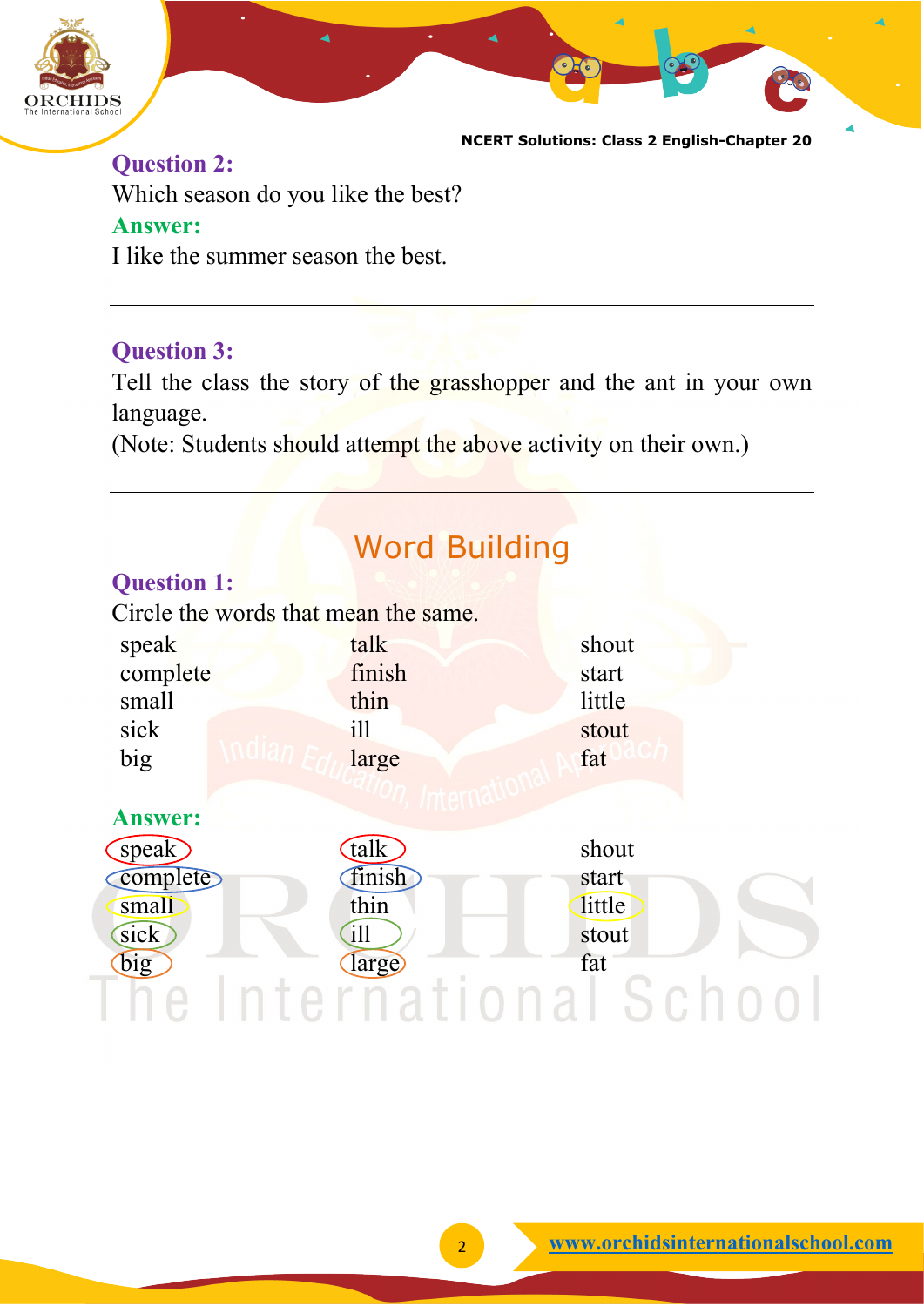**Question 2:**

Which season do you like the best?

**Answer:**

I like the summer season the best.

---

**Question 3:**

Tell the class the story of the grasshopper and the ant in your own language.

(Note: Students should attempt the above activity on their own.)

---

## Word Building

**Question 1:**

Circle the words that mean the same.

| | | |
|---|---|---|
| speak | talk | shout |
| complete | finish | start |
| small | thin | little |
| sick | ill | stout |
| big | large | fat |

**Answer:**

| | | |
|---|---|---|
| (speak) | (talk) | shout |
| (complete) | (finish) | start |
| (small) | thin | (little) |
| (sick) | (ill) | stout |
| (big) | (large) | fat |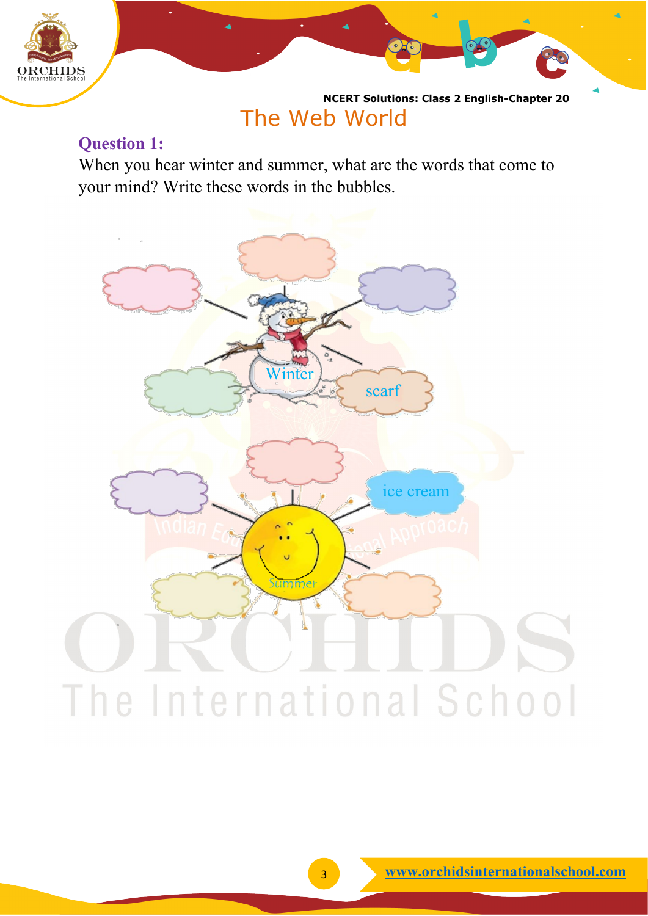# The Web World

**Question 1:**

When you hear winter and summer, what are the words that come to your mind? Write these words in the bubbles.

Winter

scarf

ice cream

Summer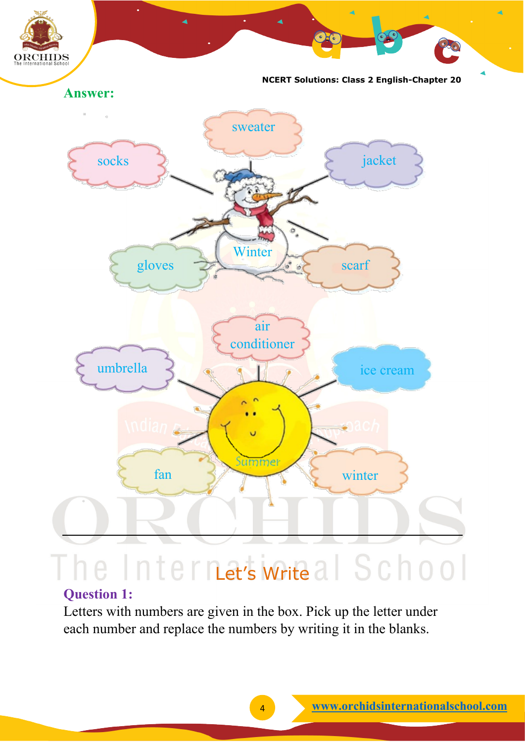**Answer:**

Winter: sweater, socks, jacket, gloves, scarf

Summer: air conditioner, umbrella, ice cream, fan, winter

## Let's Write

**Question 1:**

Letters with numbers are given in the box. Pick up the letter under each number and replace the numbers by writing it in the blanks.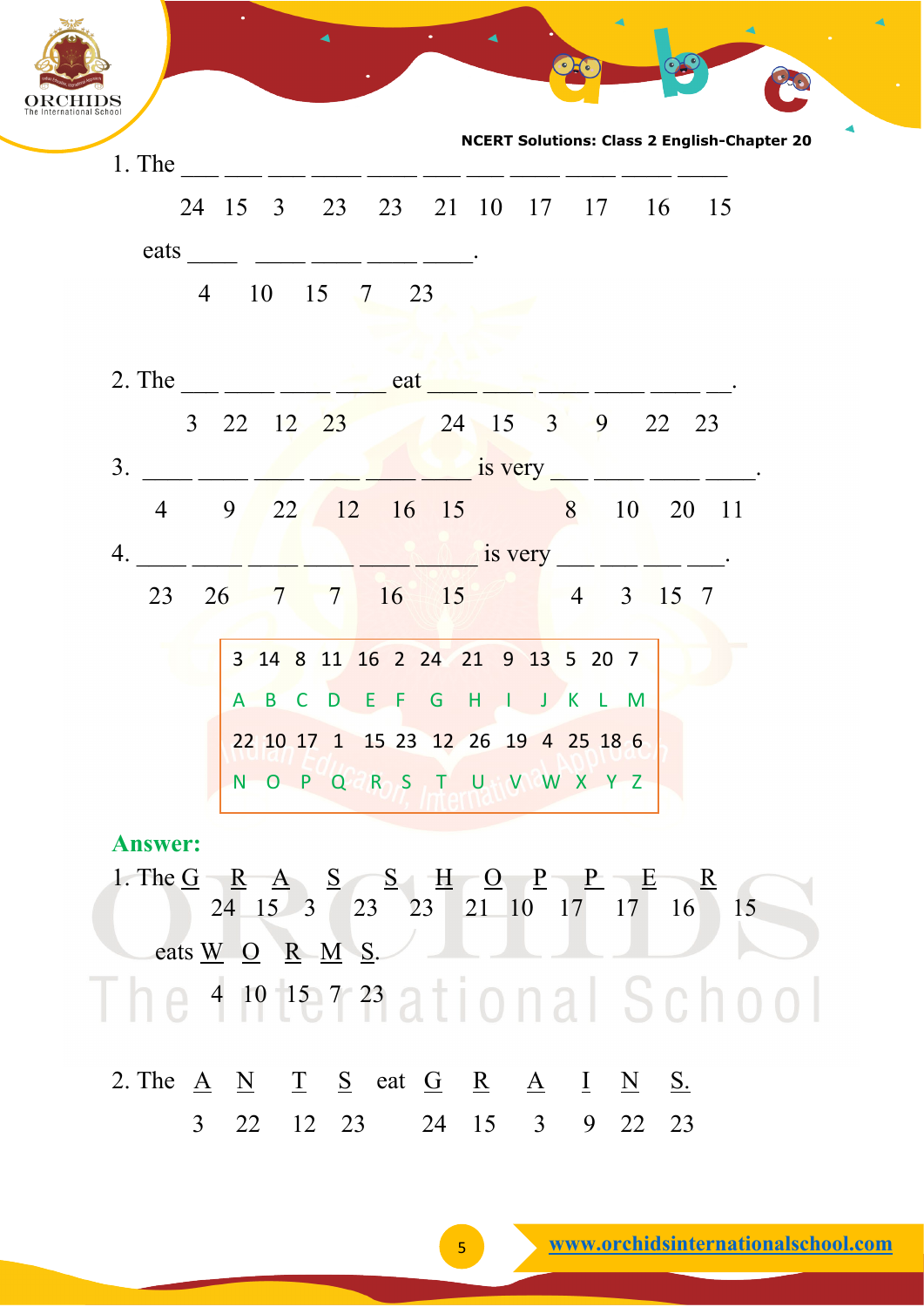1. The ___ ___ ___ ___ ___ ___ ___ ___ ___ ___ ___

24 15 3 23 23 21 10 17 17 16 15

eats ___ ___ ___ ___ ___.

4 10 15 7 23

2. The ___ ___ ___ ___ eat ___ ___ ___ ___ ___ ___.

3 22 12 23 24 15 3 9 22 23

3. ___ ___ ___ ___ ___ ___ is very ___ ___ ___ ___.

4 9 22 12 16 15 8 10 20 11

4. ___ ___ ___ ___ ___ ___ is very ___ ___ ___ ___.

23 26 7 7 16 15 4 3 15 7

| 3 | 14 | 8 | 11 | 16 | 2 | 24 | 21 | 9 | 13 | 5 | 20 | 7 |
|---|---|---|---|---|---|---|---|---|---|---|---|---|
| A | B | C | D | E | F | G | H | I | J | K | L | M |
| 22 | 10 | 17 | 1 | 15 | 23 | 12 | 26 | 19 | 4 | 25 | 18 | 6 |
| N | O | P | Q | R | S | T | U | V | W | X | Y | Z |

**Answer:**

1. The G R A S S H O P P E R

24 15 3 23 23 21 10 17 17 16 15

eats W O R M S.

4 10 15 7 23

2. The A N T S eat G R A I N S.

3 22 12 23 24 15 3 9 22 23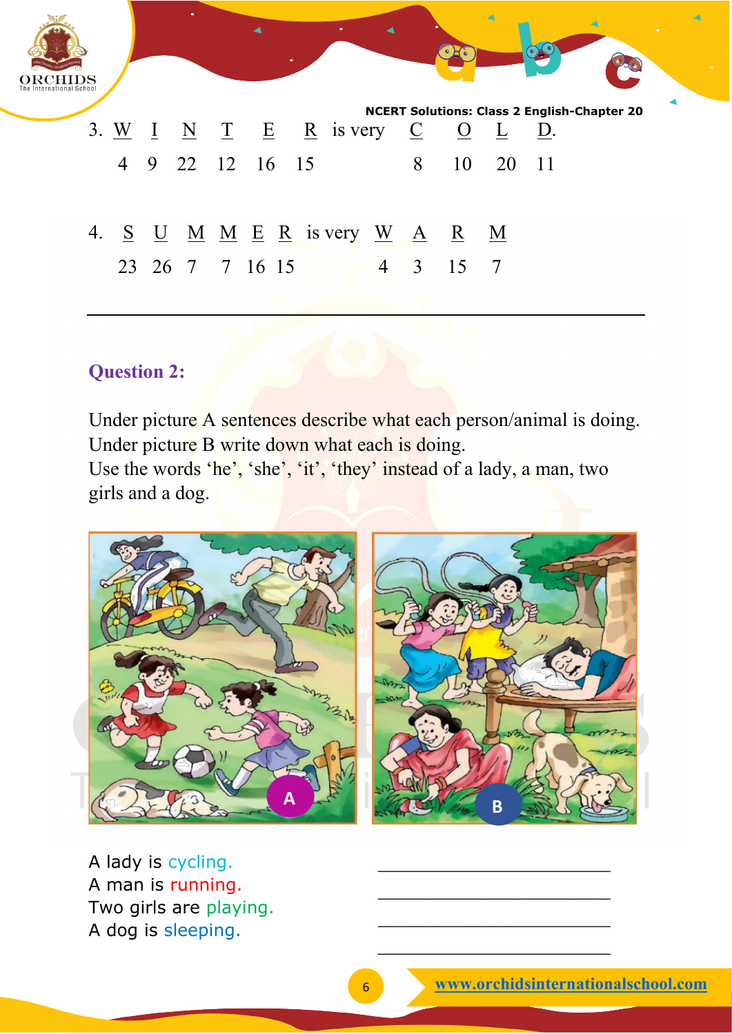3. W I N T E R is very C O L D.

4 9 22 12 16 15 8 10 20 11

4. S U M M E R is very W A R M

23 26 7 7 16 15 4 3 15 7

---

## Question 2:

Under picture A sentences describe what each person/animal is doing.
Under picture B write down what each is doing.
Use the words 'he', 'she', 'it', 'they' instead of a lady, a man, two girls and a dog.

A lady is cycling. ________________________

A man is running. ________________________

Two girls are playing. ________________________

A dog is sleeping. ________________________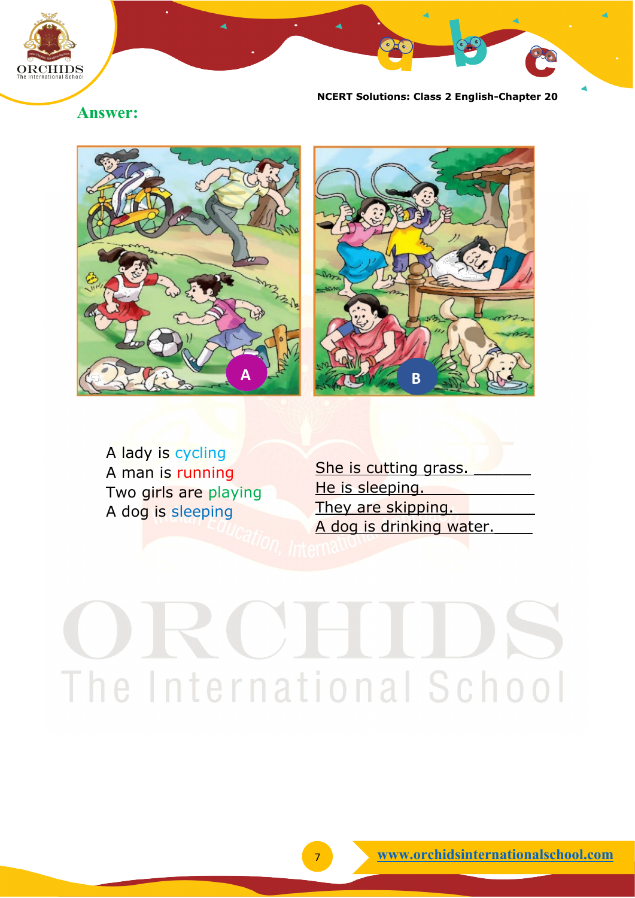**Answer:**

A lady is cycling
A man is running
Two girls are playing
A dog is sleeping

She is cutting grass.
He is sleeping.
They are skipping.
A dog is drinking water.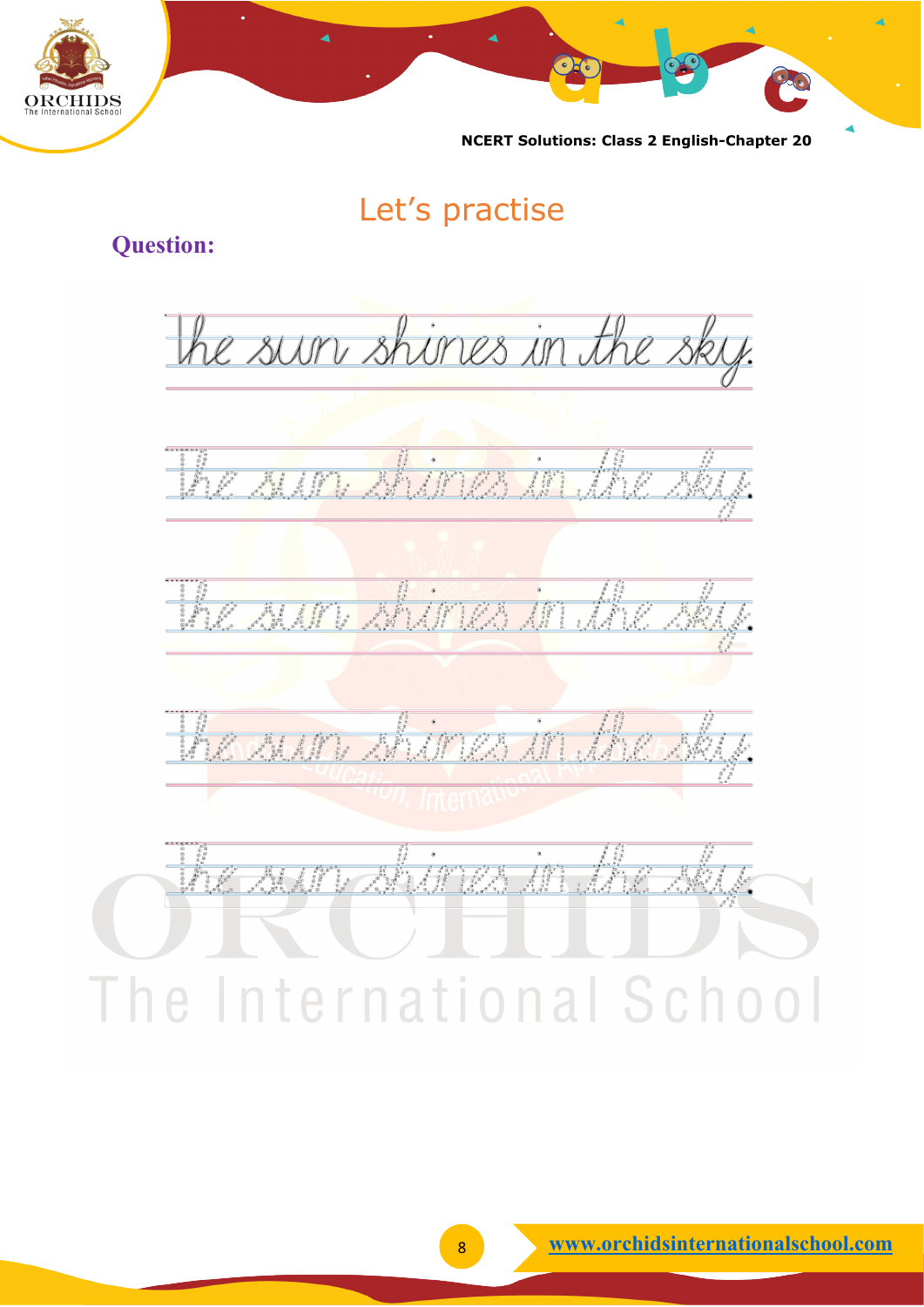## Let's practise

**Question:**

The sun shines in the sky.

The sun shines in the sky.

The sun shines in the sky.

The sun shines in the sky.

The sun shines in the sky.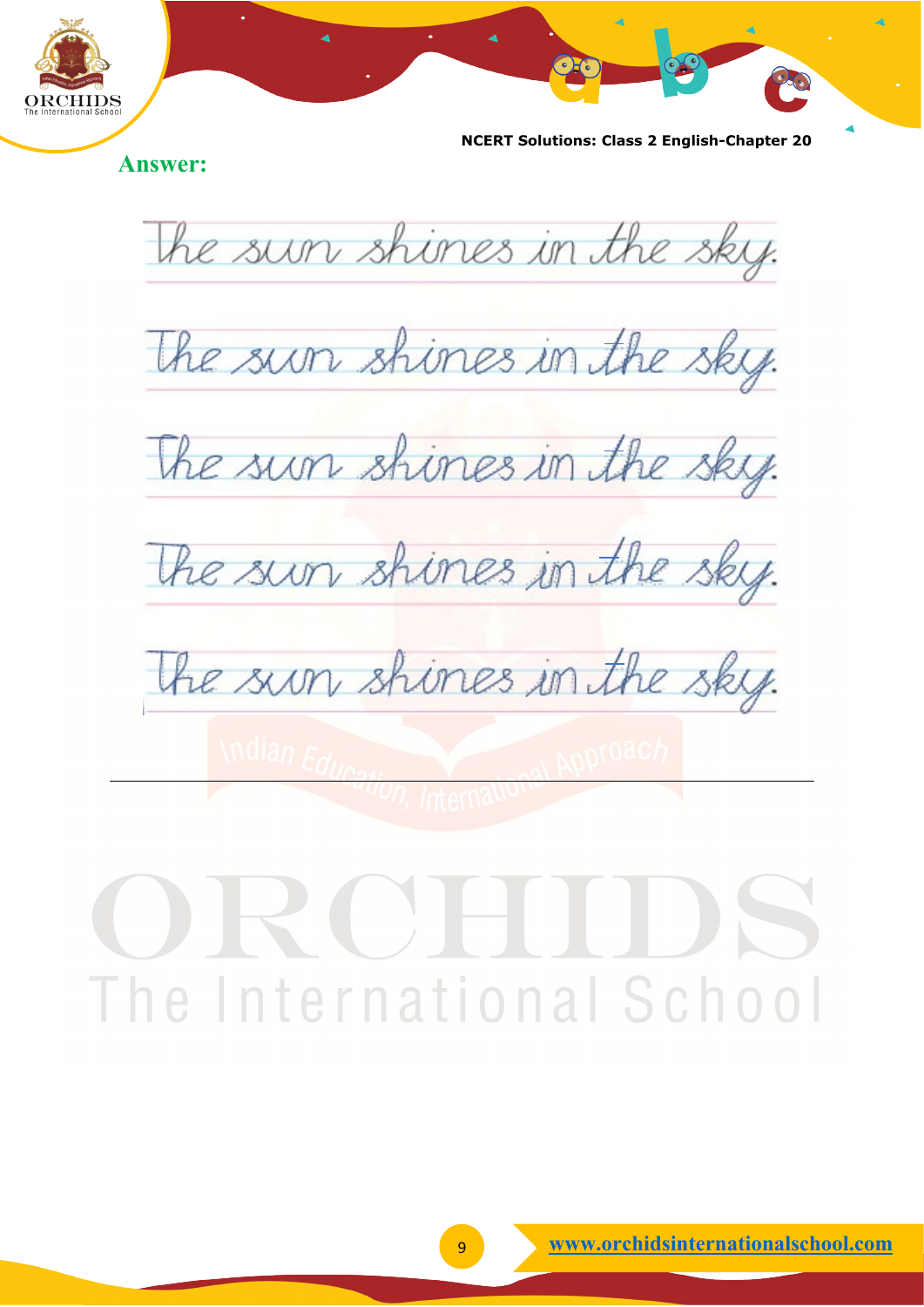**Answer:**

The sun shines in the sky.

The sun shines in the sky.

The sun shines in the sky.

The sun shines in the sky.

The sun shines in the sky.